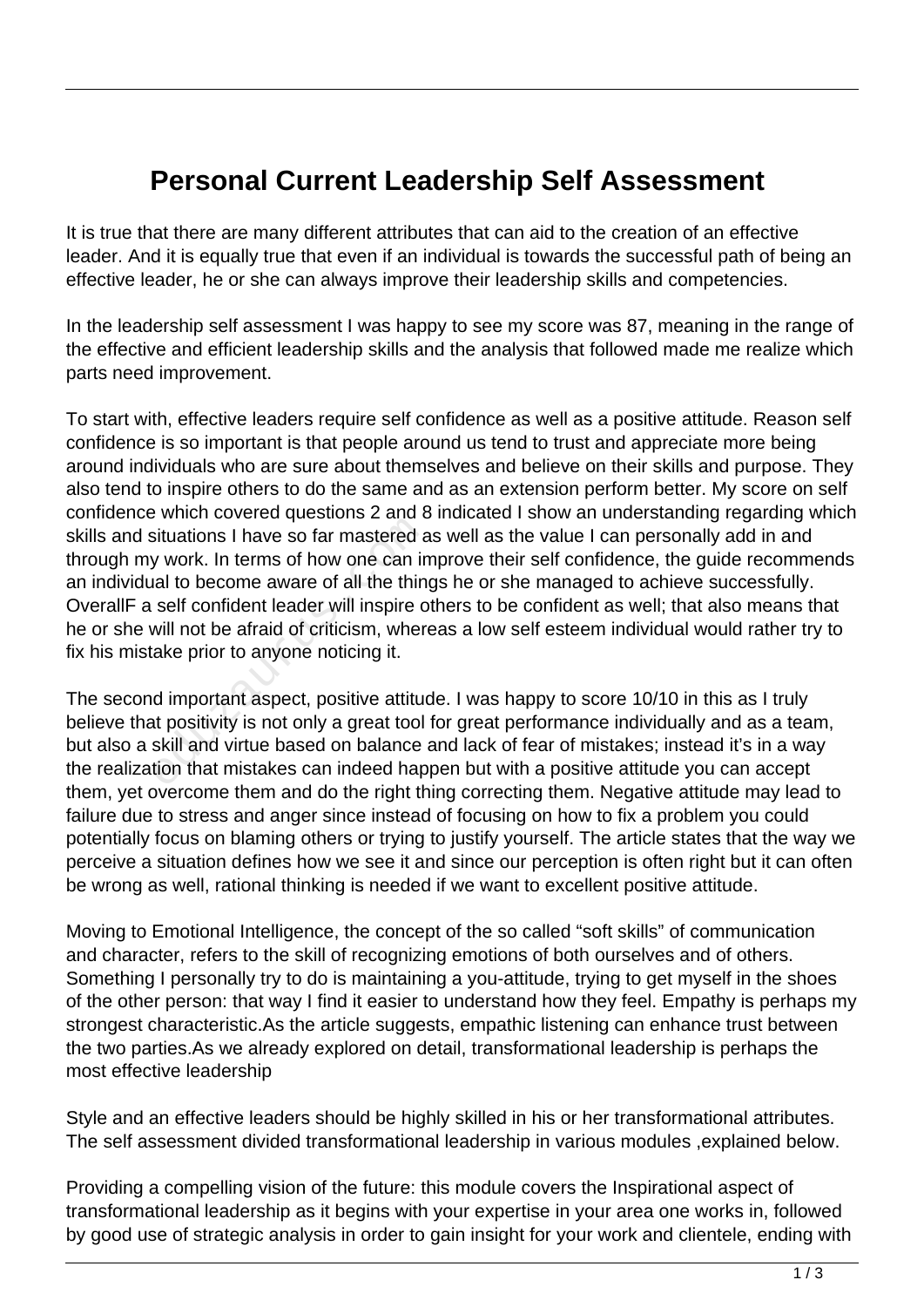# Personal Current Leadership Self Assessment

It is true that there are many different attributes that can aid to the creation of an effective leader. And it is equally true that even if an individual is towards the successful path of being an effective leader, he or she can always improve their leadership skills and competencies.

In the leadership self assessment I was happy to see my score was 87, meaning in the range of the effective and efficient leadership skills and the analysis that followed made me realize which parts need improvement.

To start with, effective leaders require self confidence as well as a positive attitude. Reason self confidence is so important is that people around us tend to trust and appreciate more being around individuals who are sure about themselves and believe on their skills and purpose. They also tend to inspire others to do the same and as an extension perform better. My score on self confidence which covered questions 2 and 8 indicated I show an understanding regarding which skills and situations I have so far mastered as well as the value I can personally add in and through my work. In terms of how one can improve their self confidence, the guide recommends an individual to become aware of all the things he or she managed to achieve successfully. OverallF a self confident leader will inspire others to be confident as well; that also means that he or she will not be afraid of criticism, whereas a low self esteem individual would rather try to fix his mistake prior to anyone noticing it.

The second important aspect, positive attitude. I was happy to score 10/10 in this as I truly believe that positivity is not only a great tool for great performance individually and as a team, but also a skill and virtue based on balance and lack of fear of mistakes; instead it's in a way the realization that mistakes can indeed happen but with a positive attitude you can accept them, yet overcome them and do the right thing correcting them. Negative attitude may lead to failure due to stress and anger since instead of focusing on how to fix a problem you could potentially focus on blaming others or trying to justify yourself. The article states that the way we perceive a situation defines how we see it and since our perception is often right but it can often be wrong as well, rational thinking is needed if we want to excellent positive attitude.

Moving to Emotional Intelligence, the concept of the so called "soft skills" of communication and character, refers to the skill of recognizing emotions of both ourselves and of others. Something I personally try to do is maintaining a you-attitude, trying to get myself in the shoes of the other person: that way I find it easier to understand how they feel. Empathy is perhaps my strongest characteristic.As the article suggests, empathic listening can enhance trust between the two parties.As we already explored on detail, transformational leadership is perhaps the most effective leadership

Style and an effective leaders should be highly skilled in his or her transformational attributes. The self assessment divided transformational leadership in various modules ,explained below.

Providing a compelling vision of the future: this module covers the Inspirational aspect of transformational leadership as it begins with your expertise in your area one works in, followed by good use of strategic analysis in order to gain insight for your work and clientele, ending with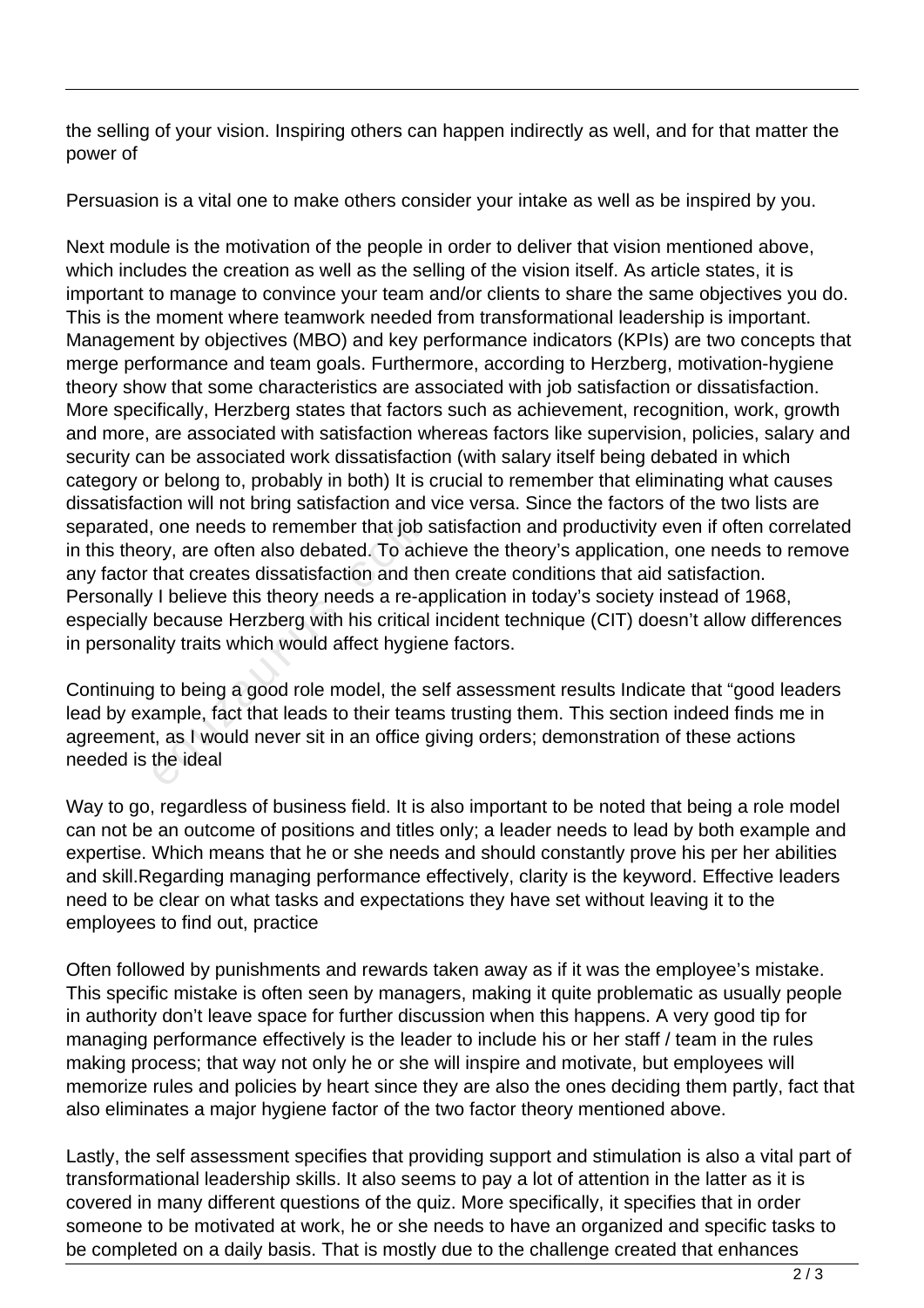the selling of your vision. Inspiring others can happen indirectly as well, and for that matter the power of

Persuasion is a vital one to make others consider your intake as well as be inspired by you.

Next module is the motivation of the people in order to deliver that vision mentioned above, which includes the creation as well as the selling of the vision itself. As article states, it is important to manage to convince your team and/or clients to share the same objectives you do. This is the moment where teamwork needed from transformational leadership is important. Management by objectives (MBO) and key performance indicators (KPIs) are two concepts that merge performance and team goals. Furthermore, according to Herzberg, motivation-hygiene theory show that some characteristics are associated with job satisfaction or dissatisfaction. More specifically, Herzberg states that factors such as achievement, recognition, work, growth and more, are associated with satisfaction whereas factors like supervision, policies, salary and security can be associated work dissatisfaction (with salary itself being debated in which category or belong to, probably in both) It is crucial to remember that eliminating what causes dissatisfaction will not bring satisfaction and vice versa. Since the factors of the two lists are separated, one needs to remember that job satisfaction and productivity even if often correlated in this theory, are often also debated. To achieve the theory's application, one needs to remove any factor that creates dissatisfaction and then create conditions that aid satisfaction. Personally I believe this theory needs a re-application in today's society instead of 1968, especially because Herzberg with his critical incident technique (CIT) doesn't allow differences in personality traits which would affect hygiene factors.

Continuing to being a good role model, the self assessment results Indicate that "good leaders lead by example, fact that leads to their teams trusting them. This section indeed finds me in agreement, as I would never sit in an office giving orders; demonstration of these actions needed is the ideal

Way to go, regardless of business field. It is also important to be noted that being a role model can not be an outcome of positions and titles only; a leader needs to lead by both example and expertise. Which means that he or she needs and should constantly prove his per her abilities and skill.Regarding managing performance effectively, clarity is the keyword. Effective leaders need to be clear on what tasks and expectations they have set without leaving it to the employees to find out, practice

Often followed by punishments and rewards taken away as if it was the employee's mistake. This specific mistake is often seen by managers, making it quite problematic as usually people in authority don't leave space for further discussion when this happens. A very good tip for managing performance effectively is the leader to include his or her staff / team in the rules making process; that way not only he or she will inspire and motivate, but employees will memorize rules and policies by heart since they are also the ones deciding them partly, fact that also eliminates a major hygiene factor of the two factor theory mentioned above.

Lastly, the self assessment specifies that providing support and stimulation is also a vital part of transformational leadership skills. It also seems to pay a lot of attention in the latter as it is covered in many different questions of the quiz. More specifically, it specifies that in order someone to be motivated at work, he or she needs to have an organized and specific tasks to be completed on a daily basis. That is mostly due to the challenge created that enhances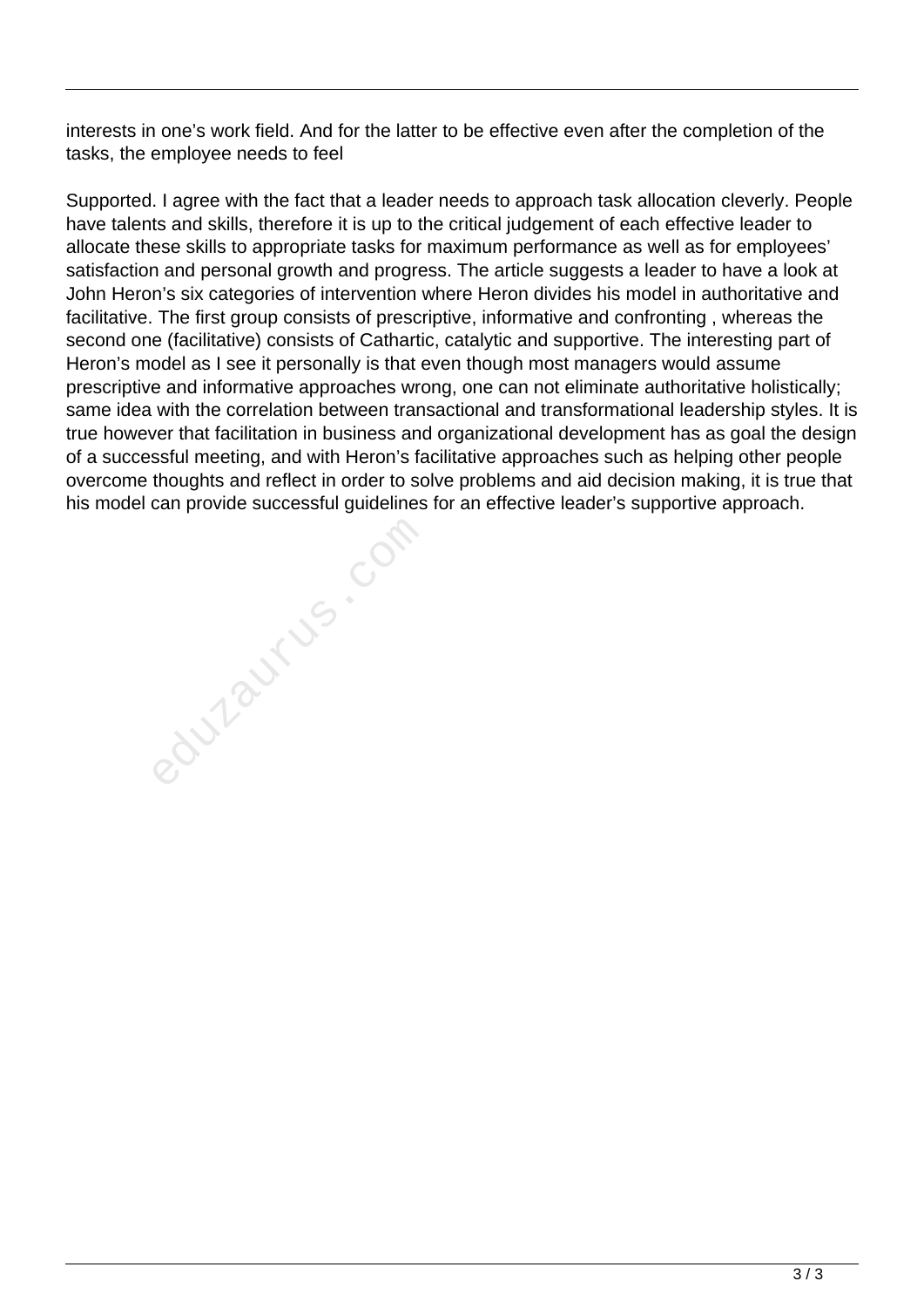interests in one's work field. And for the latter to be effective even after the completion of the tasks, the employee needs to feel

Supported. I agree with the fact that a leader needs to approach task allocation cleverly. People have talents and skills, therefore it is up to the critical judgement of each effective leader to allocate these skills to appropriate tasks for maximum performance as well as for employees' satisfaction and personal growth and progress. The article suggests a leader to have a look at John Heron's six categories of intervention where Heron divides his model in authoritative and facilitative. The first group consists of prescriptive, informative and confronting , whereas the second one (facilitative) consists of Cathartic, catalytic and supportive. The interesting part of Heron's model as I see it personally is that even though most managers would assume prescriptive and informative approaches wrong, one can not eliminate authoritative holistically; same idea with the correlation between transactional and transformational leadership styles. It is true however that facilitation in business and organizational development has as goal the design of a successful meeting, and with Heron's facilitative approaches such as helping other people overcome thoughts and reflect in order to solve problems and aid decision making, it is true that his model can provide successful guidelines for an effective leader's supportive approach.